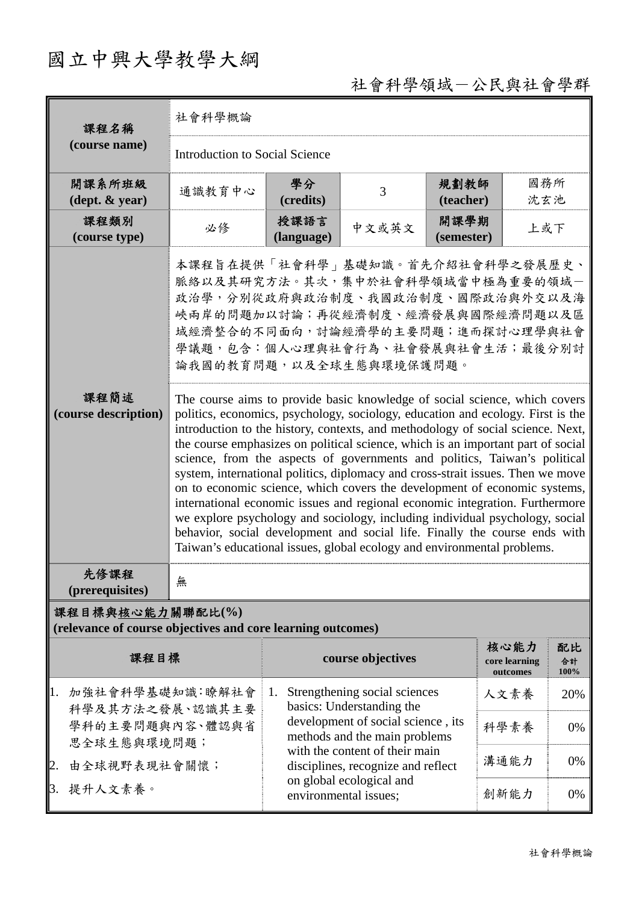# 國立中興大學教學大綱

## 社會科學領域－公民與社會學群

| 課程名稱 (course name) | 社會科學概論 | | | | |
|---|---|---|---|---|---|
| | Introduction to Social Science | | | | |
| 開課系所班級 (dept. & year) | 通識教育中心 | 學分 (credits) | 3 | 規劃教師 (teacher) | 國務所 沈玄池 |
| 課程類別 (course type) | 必修 | 授課語言 (language) | 中文或英文 | 開課學期 (semester) | 上或下 |
| 課程簡述 (course description) | 本課程旨在提供「社會科學」基礎知識。首先介紹社會科學之發展歷史、脈絡以及其研究方法。其次，集中於社會科學領域當中極為重要的領域－政治學，分別從政府與政治制度、我國政治制度、國際政治與外交以及海峽兩岸的問題加以討論；再從經濟制度、經濟發展與國際經濟問題以及區域經濟整合的不同面向，討論經濟學的主要問題；進而探討心理學與社會學議題，包含：個人心理與社會行為、社會發展與社會生活；最後分別討論我國的教育問題，以及全球生態與環境保護問題。 | | | | |
| | The course aims to provide basic knowledge of social science, which covers politics, economics, psychology, sociology, education and ecology. First is the introduction to the history, contexts, and methodology of social science. Next, the course emphasizes on political science, which is an important part of social science, from the aspects of governments and politics, Taiwan's political system, international politics, diplomacy and cross-strait issues. Then we move on to economic science, which covers the development of economic systems, international economic issues and regional economic integration. Furthermore we explore psychology and sociology, including individual psychology, social behavior, social development and social life. Finally the course ends with Taiwan's educational issues, global ecology and environmental problems. | | | | |
| 先修課程 (prerequisites) | 無 | | | | |

**課程目標與核心能力關聯配比(%)**
**(relevance of course objectives and core learning outcomes)**

| 課程目標 | course objectives | 核心能力 core learning outcomes | 配比 合計100% |
|---|---|---|---|
| 1. 加強社會科學基礎知識：瞭解社會科學及其方法之發展、認識其主要學科的主要問題與內容、體認與省思全球生態與環境問題；<br>2. 由全球視野表現社會關懷；<br>3. 提升人文素養。 | 1. Strengthening social sciences basics: Understanding the development of social science , its methods and the main problems with the content of their main disciplines, recognize and reflect on global ecological and environmental issues; | 人文素養 | 20% |
| | | 科學素養 | 0% |
| | | 溝通能力 | 0% |
| | | 創新能力 | 0% |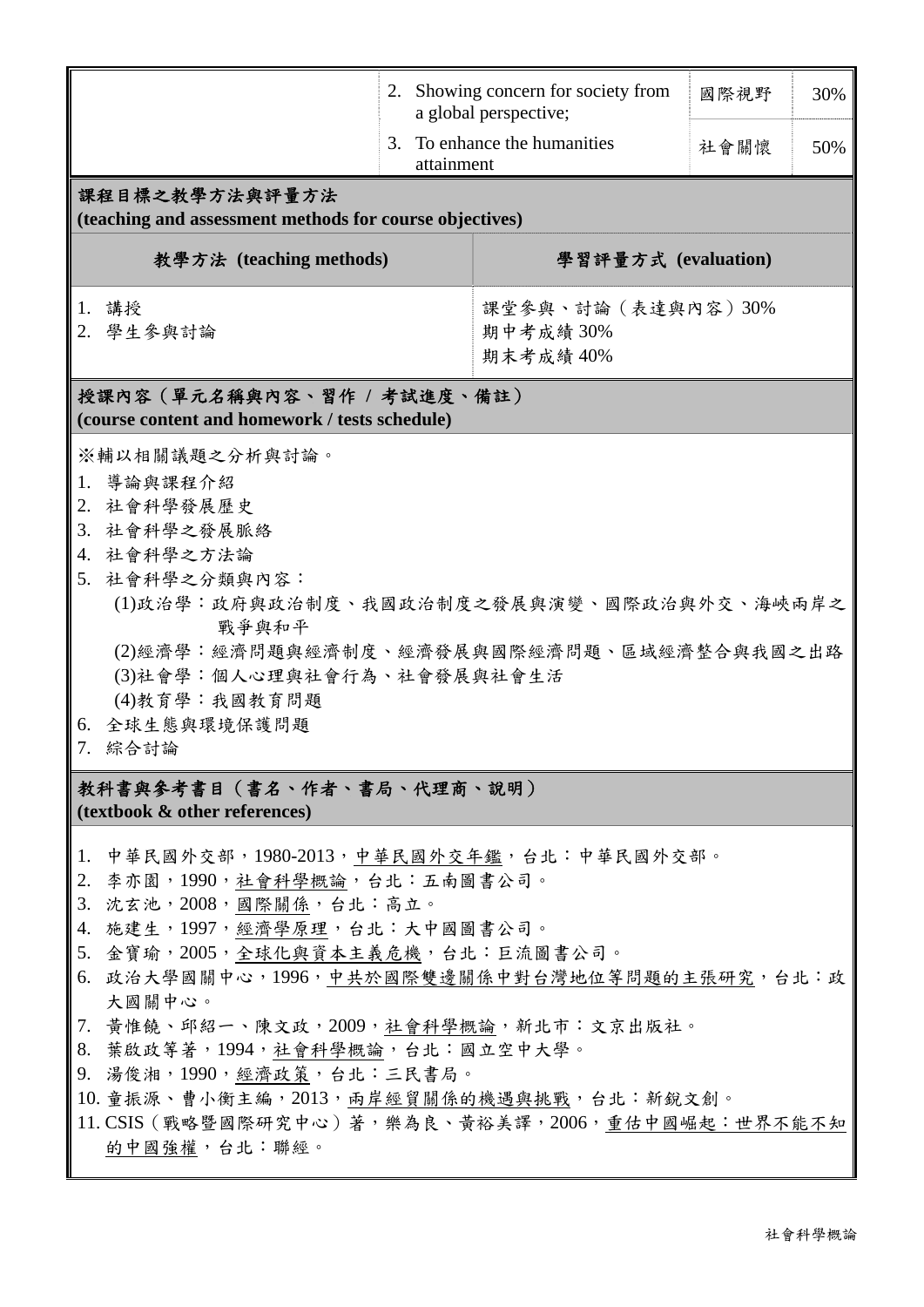| | | | |
|---|---|---|---|
| | 2. Showing concern for society from a global perspective; | 國際視野 | 30% |
| | 3. To enhance the humanities attainment | 社會關懷 | 50% |

## 課程目標之教學方法與評量方法 (teaching and assessment methods for course objectives)

| 教學方法 (teaching methods) | 學習評量方式 (evaluation) |
|---|---|
| 1. 講授<br>2. 學生參與討論 | 課堂參與、討論（表達與內容）30%<br>期中考成績 30%<br>期末考成績 40% |

## 授課內容（單元名稱與內容、習作 / 考試進度、備註） (course content and homework / tests schedule)

※輔以相關議題之分析與討論。

1. 導論與課程介紹
2. 社會科學發展歷史
3. 社會科學之發展脈絡
4. 社會科學之方法論
5. 社會科學之分類與內容：
   (1)政治學：政府與政治制度、我國政治制度之發展與演變、國際政治與外交、海峽兩岸之戰爭與和平
   (2)經濟學：經濟問題與經濟制度、經濟發展與國際經濟問題、區域經濟整合與我國之出路
   (3)社會學：個人心理與社會行為、社會發展與社會生活
   (4)教育學：我國教育問題
6. 全球生態與環境保護問題
7. 綜合討論

## 教科書與參考書目（書名、作者、書局、代理商、說明） (textbook & other references)

1. 中華民國外交部，1980-2013，中華民國外交年鑑，台北：中華民國外交部。
2. 李亦園，1990，社會科學概論，台北：五南圖書公司。
3. 沈玄池，2008，國際關係，台北：高立。
4. 施建生，1997，經濟學原理，台北：大中國圖書公司。
5. 金寶瑜，2005，全球化與資本主義危機，台北：巨流圖書公司。
6. 政治大學國關中心，1996，中共於國際雙邊關係中對台灣地位等問題的主張研究，台北：政大國關中心。
7. 黃惟饒、邱紹一、陳文政，2009，社會科學概論，新北市：文京出版社。
8. 葉啟政等著，1994，社會科學概論，台北：國立空中大學。
9. 湯俊湘，1990，經濟政策，台北：三民書局。
10. 童振源、曹小衡主編，2013，兩岸經貿關係的機遇與挑戰，台北：新銳文創。
11. CSIS（戰略暨國際研究中心）著，樂為良、黃裕美譯，2006，重估中國崛起：世界不能不知的中國強權，台北：聯經。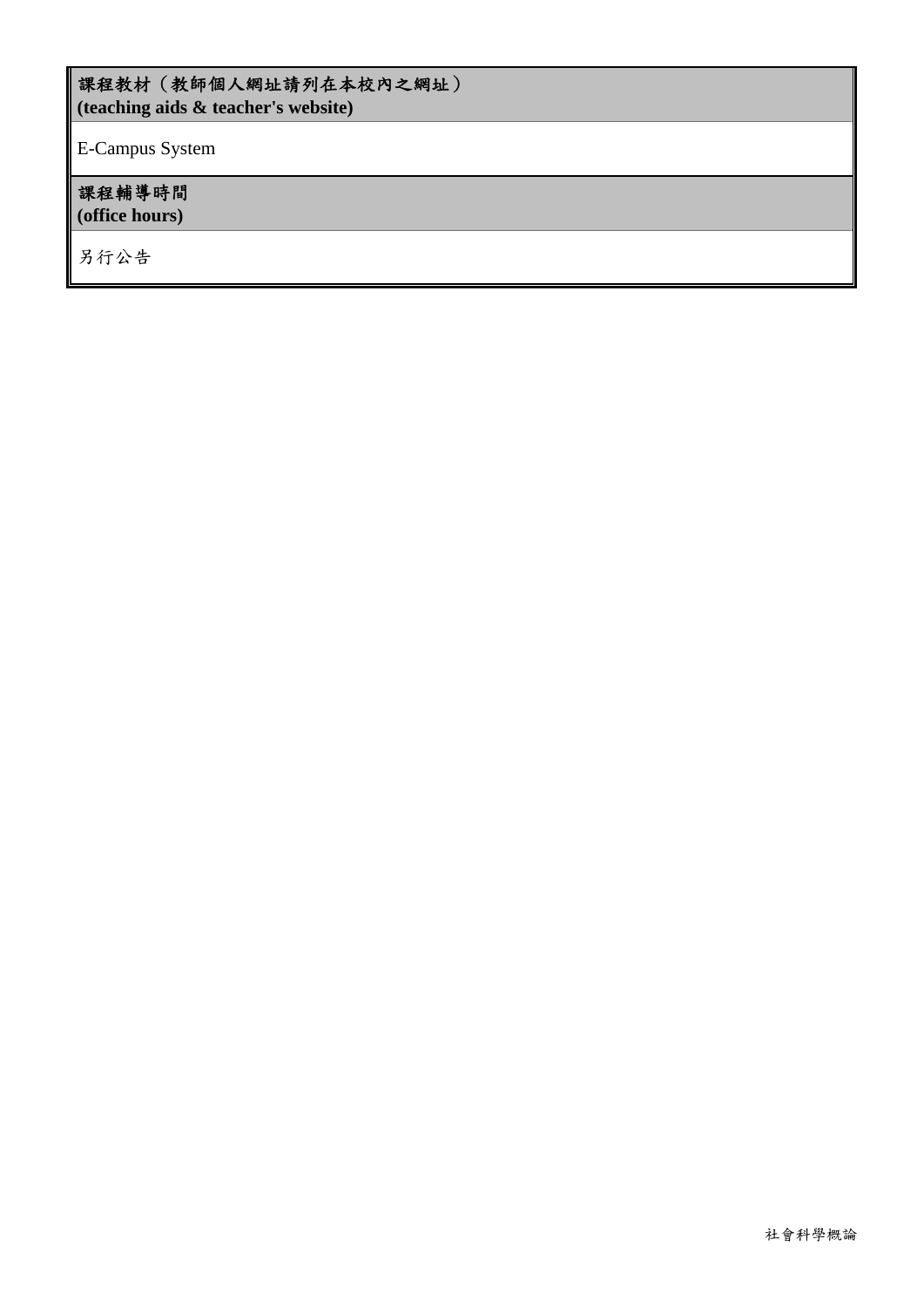| 課程教材（教師個人網址請列在本校內之網址）<br>**(teaching aids & teacher's website)** |
|---|
| E-Campus System |
| **課程輔導時間**<br>**(office hours)** |
| 另行公告 |